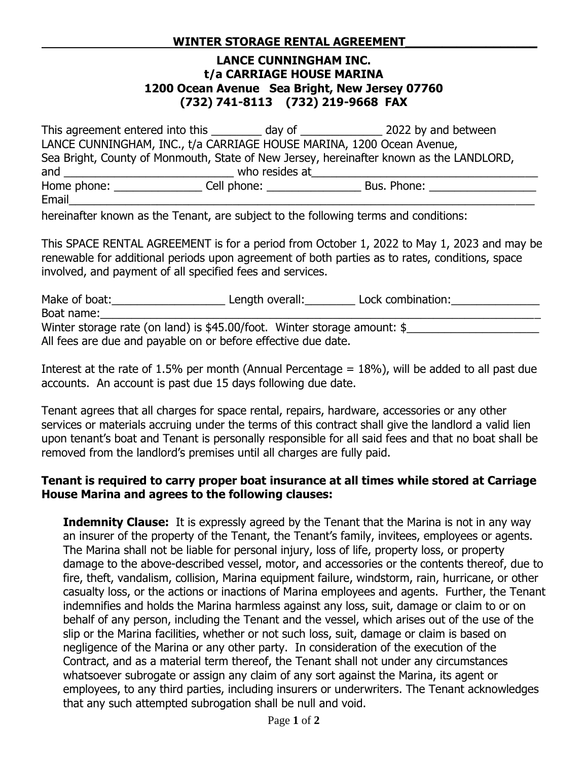## WINTER STORAGE RENTAL AGREEMENT

### LANCE CUNNINGHAM INC.
### t/a CARRIAGE HOUSE MARINA
### 1200 Ocean Avenue Sea Bright, New Jersey 07760
### (732) 741-8113 (732) 219-9668 FAX

This agreement entered into this ________ day of _____________ 2022 by and between LANCE CUNNINGHAM, INC., t/a CARRIAGE HOUSE MARINA, 1200 Ocean Avenue, Sea Bright, County of Monmouth, State of New Jersey, hereinafter known as the LANDLORD, and ___________________________ who resides at_____________________________________
Home phone: ______________ Cell phone: _______________ Bus. Phone: _________________
Email_____________________________________________________________________________
hereinafter known as the Tenant, are subject to the following terms and conditions:

This SPACE RENTAL AGREEMENT is for a period from October 1, 2022 to May 1, 2023 and may be renewable for additional periods upon agreement of both parties as to rates, conditions, space involved, and payment of all specified fees and services.

Make of boat:__________________ Length overall:________ Lock combination:______________
Boat name:________________________________________________________________________
Winter storage rate (on land) is $45.00/foot. Winter storage amount: $_____________________
All fees are due and payable on or before effective due date.

Interest at the rate of 1.5% per month (Annual Percentage = 18%), will be added to all past due accounts. An account is past due 15 days following due date.

Tenant agrees that all charges for space rental, repairs, hardware, accessories or any other services or materials accruing under the terms of this contract shall give the landlord a valid lien upon tenant's boat and Tenant is personally responsible for all said fees and that no boat shall be removed from the landlord's premises until all charges are fully paid.

**Tenant is required to carry proper boat insurance at all times while stored at Carriage House Marina and agrees to the following clauses:**

**Indemnity Clause:** It is expressly agreed by the Tenant that the Marina is not in any way an insurer of the property of the Tenant, the Tenant's family, invitees, employees or agents. The Marina shall not be liable for personal injury, loss of life, property loss, or property damage to the above-described vessel, motor, and accessories or the contents thereof, due to fire, theft, vandalism, collision, Marina equipment failure, windstorm, rain, hurricane, or other casualty loss, or the actions or inactions of Marina employees and agents. Further, the Tenant indemnifies and holds the Marina harmless against any loss, suit, damage or claim to or on behalf of any person, including the Tenant and the vessel, which arises out of the use of the slip or the Marina facilities, whether or not such loss, suit, damage or claim is based on negligence of the Marina or any other party. In consideration of the execution of the Contract, and as a material term thereof, the Tenant shall not under any circumstances whatsoever subrogate or assign any claim of any sort against the Marina, its agent or employees, to any third parties, including insurers or underwriters. The Tenant acknowledges that any such attempted subrogation shall be null and void.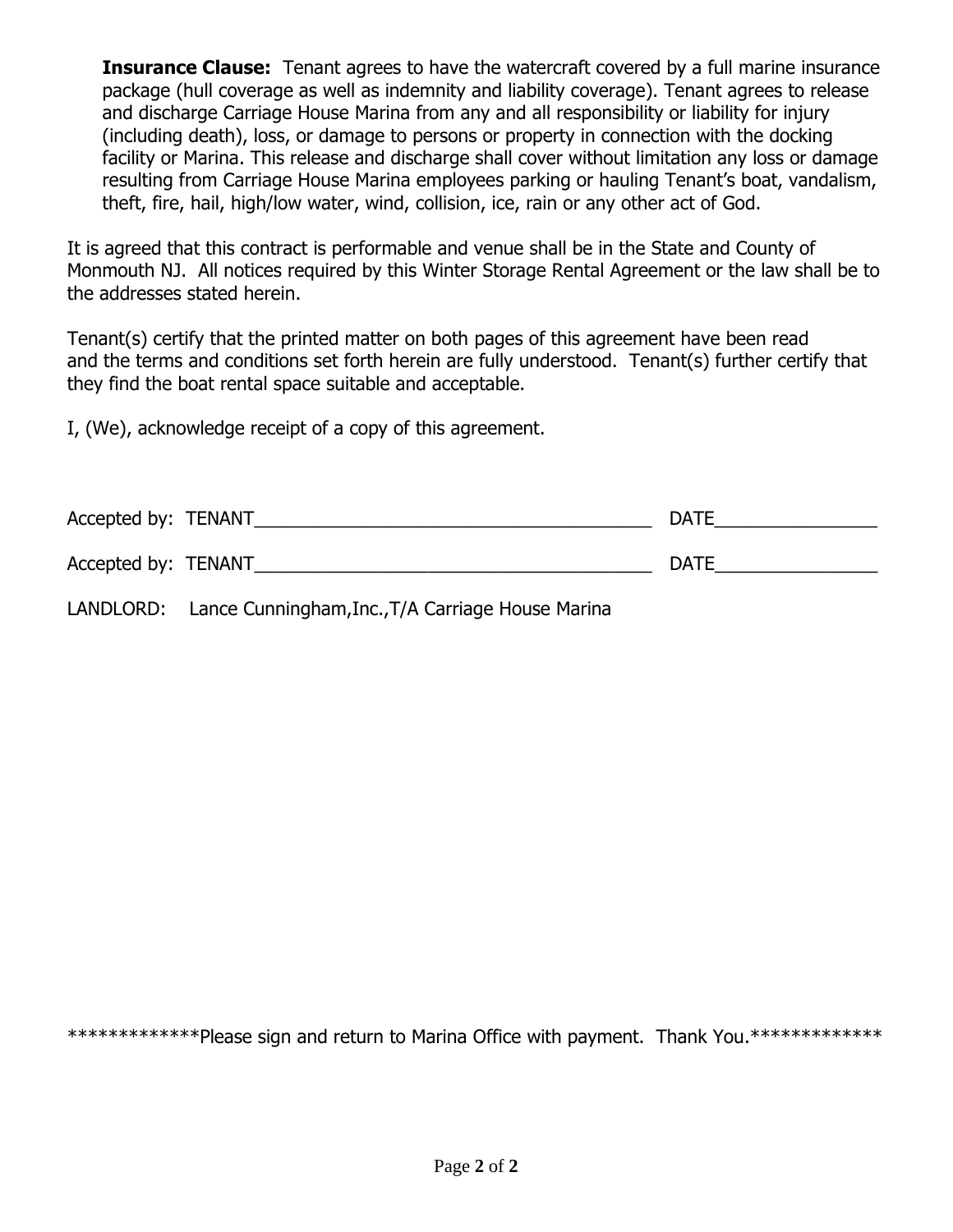**Insurance Clause:** Tenant agrees to have the watercraft covered by a full marine insurance package (hull coverage as well as indemnity and liability coverage). Tenant agrees to release and discharge Carriage House Marina from any and all responsibility or liability for injury (including death), loss, or damage to persons or property in connection with the docking facility or Marina. This release and discharge shall cover without limitation any loss or damage resulting from Carriage House Marina employees parking or hauling Tenant's boat, vandalism, theft, fire, hail, high/low water, wind, collision, ice, rain or any other act of God.

It is agreed that this contract is performable and venue shall be in the State and County of Monmouth NJ. All notices required by this Winter Storage Rental Agreement or the law shall be to the addresses stated herein.

Tenant(s) certify that the printed matter on both pages of this agreement have been read and the terms and conditions set forth herein are fully understood. Tenant(s) further certify that they find the boat rental space suitable and acceptable.

I, (We), acknowledge receipt of a copy of this agreement.

Accepted by: TENANT________________________________________ DATE________________

Accepted by: TENANT________________________________________ DATE________________

LANDLORD: Lance Cunningham,Inc.,T/A Carriage House Marina

*************Please sign and return to Marina Office with payment. Thank You.*************